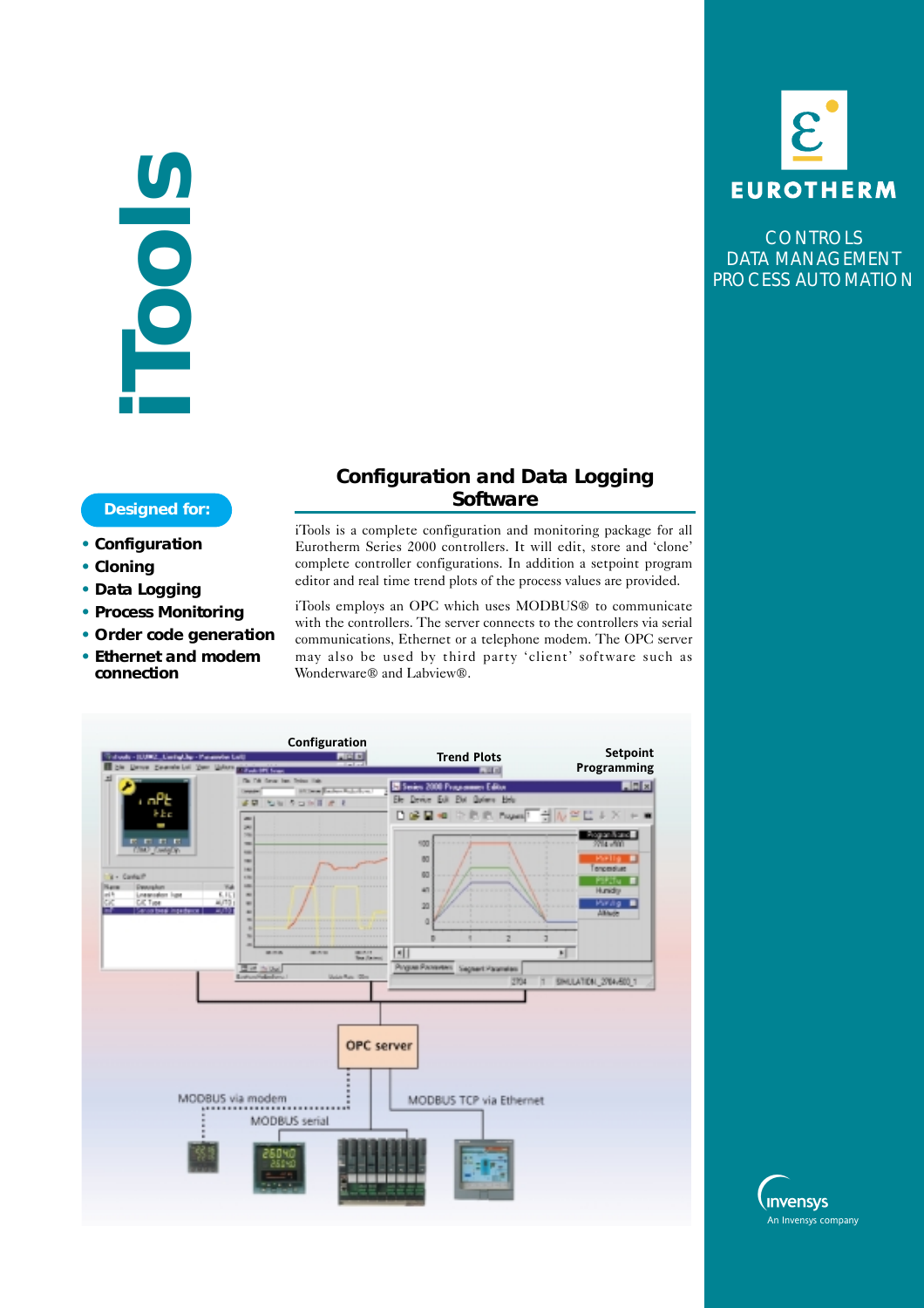# iTools

**EUROTHERM**

CONTROLS
DATA MANAGEMENT
PROCESS AUTOMATION

## Configuration and Data Logging Software

**Designed for:**

- **Configuration**
- **Cloning**
- **Data Logging**
- **Process Monitoring**
- **Order code generation**
- **Ethernet and modem connection**

iTools is a complete configuration and monitoring package for all Eurotherm Series 2000 controllers. It will edit, store and 'clone' complete controller configurations. In addition a setpoint program editor and real time trend plots of the process values are provided.

iTools employs an OPC which uses MODBUS® to communicate with the controllers. The server connects to the controllers via serial communications, Ethernet or a telephone modem. The OPC server may also be used by third party 'client' software such as Wonderware® and Labview®.

Configuration

Trend Plots

Setpoint Programming

OPC server

MODBUS via modem

MODBUS serial

MODBUS TCP via Ethernet

Invensys
An Invensys company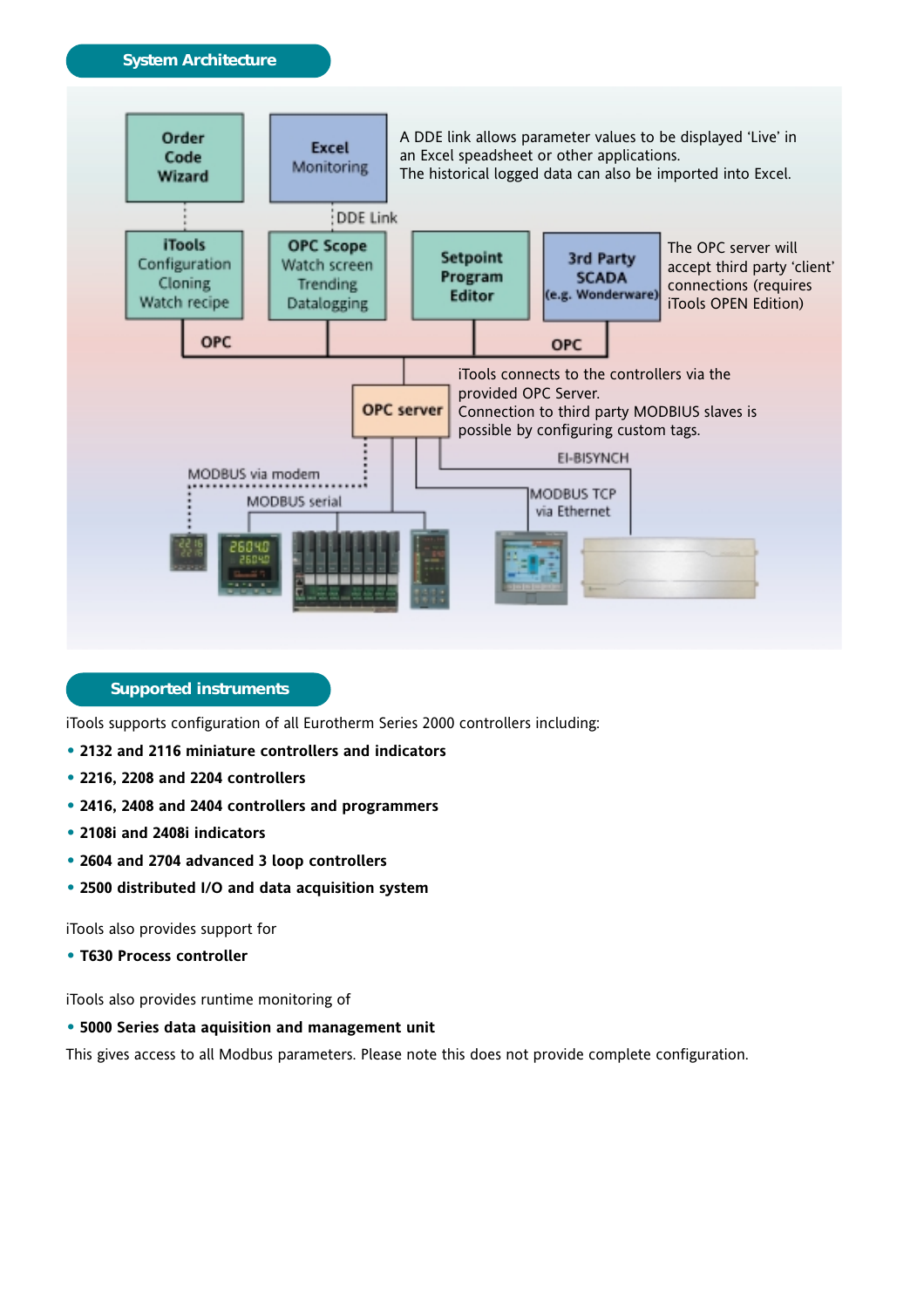## System Architecture

Order Code Wizard

Excel Monitoring

A DDE link allows parameter values to be displayed 'Live' in an Excel speadsheet or other applications.
The historical logged data can also be imported into Excel.

DDE Link

iTools
Configuration
Cloning
Watch recipe

OPC Scope
Watch screen
Trending
Datalogging

Setpoint Program Editor

3rd Party SCADA (e.g. Wonderware)

The OPC server will accept third party 'client' connections (requires iTools OPEN Edition)

OPC

OPC

OPC server

iTools connects to the controllers via the provided OPC Server.
Connection to third party MODBIUS slaves is possible by configuring custom tags.

EI-BISYNCH

MODBUS via modem

MODBUS serial

MODBUS TCP via Ethernet

## Supported instruments

iTools supports configuration of all Eurotherm Series 2000 controllers including:

- **2132 and 2116 miniature controllers and indicators**
- **2216, 2208 and 2204 controllers**
- **2416, 2408 and 2404 controllers and programmers**
- **2108i and 2408i indicators**
- **2604 and 2704 advanced 3 loop controllers**
- **2500 distributed I/O and data acquisition system**

iTools also provides support for

- **T630 Process controller**

iTools also provides runtime monitoring of

- **5000 Series data aquisition and management unit**

This gives access to all Modbus parameters. Please note this does not provide complete configuration.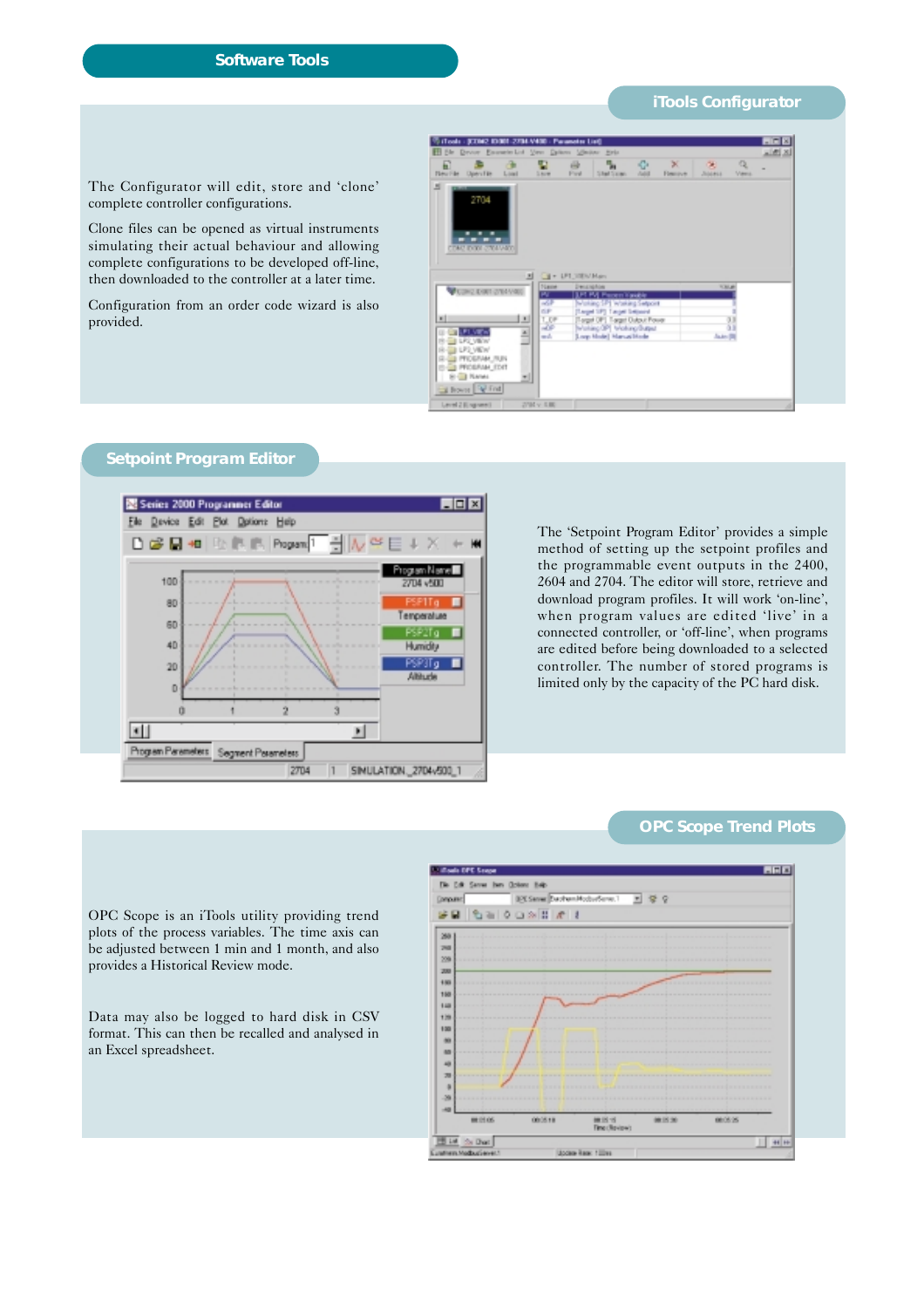# Software Tools

## iTools Configurator

The Configurator will edit, store and 'clone' complete controller configurations.

Clone files can be opened as virtual instruments simulating their actual behaviour and allowing complete configurations to be developed off-line, then downloaded to the controller at a later time.

Configuration from an order code wizard is also provided.

## Setpoint Program Editor

The 'Setpoint Program Editor' provides a simple method of setting up the setpoint profiles and the programmable event outputs in the 2400, 2604 and 2704. The editor will store, retrieve and download program profiles. It will work 'on-line', when program values are edited 'live' in a connected controller, or 'off-line', when programs are edited before being downloaded to a selected controller. The number of stored programs is limited only by the capacity of the PC hard disk.

## OPC Scope Trend Plots

OPC Scope is an iTools utility providing trend plots of the process variables. The time axis can be adjusted between 1 min and 1 month, and also provides a Historical Review mode.

Data may also be logged to hard disk in CSV format. This can then be recalled and analysed in an Excel spreadsheet.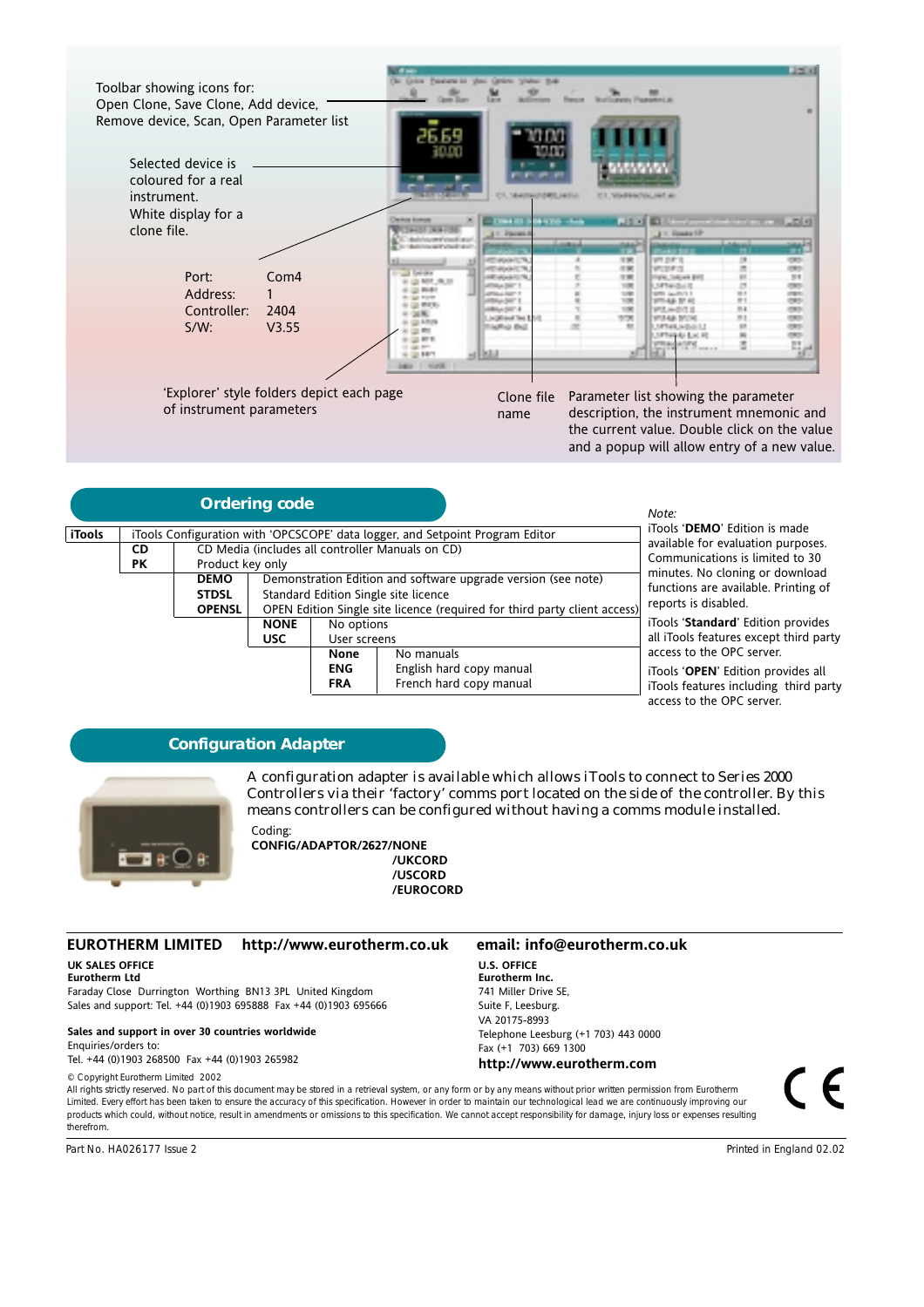Toolbar showing icons for:
Open Clone, Save Clone, Add device,
Remove device, Scan, Open Parameter list

Selected device is coloured for a real instrument.
White display for a clone file.

Port: Com4
Address: 1
Controller: 2404
S/W: V3.55

'Explorer' style folders depict each page of instrument parameters

Clone file name

Parameter list showing the parameter description, the instrument mnemonic and the current value. Double click on the value and a popup will allow entry of a new value.

## Ordering code

| | | | | | | | |
|---|---|---|---|---|---|---|---|
| **iTools** | iTools Configuration with 'OPCSCOPE' data logger, and Setpoint Program Editor | | | | | | |
| | **CD** | CD Media (includes all controller Manuals on CD) | | | | | |
| | **PK** | Product key only | | | | | |
| | | **DEMO** | Demonstration Edition and software upgrade version (see note) | | | | |
| | | **STDSL** | Standard Edition Single site licence | | | | |
| | | **OPENSL** | OPEN Edition Single site licence (required for third party client access) | | | | |
| | | | **NONE** | No options | | | |
| | | | **USC** | User screens | | | |
| | | | | **None** | No manuals | | |
| | | | | **ENG** | English hard copy manual | | |
| | | | | **FRA** | French hard copy manual | | |

*Note:*

iTools '**DEMO**' Edition is made available for evaluation purposes. Communications is limited to 30 minutes. No cloning or download functions are available. Printing of reports is disabled.

iTools '**Standard**' Edition provides all iTools features except third party access to the OPC server.

iTools '**OPEN**' Edition provides all iTools features including third party access to the OPC server.

## Configuration Adapter

A configuration adapter is available which allows iTools to connect to Series 2000 Controllers via their 'factory' comms port located on the side of the controller. By this means controllers can be configured without having a comms module installed.

Coding:

**CONFIG/ADAPTOR/2627/NONE**
**/UKCORD**
**/USCORD**
**/EUROCORD**

**EUROTHERM LIMITED** **http://www.eurotherm.co.uk** **email: info@eurotherm.co.uk**

**UK SALES OFFICE**
**Eurotherm Ltd**
Faraday Close Durrington Worthing BN13 3PL United Kingdom
Sales and support: Tel. +44 (0)1903 695888 Fax +44 (0)1903 695666

**Sales and support in over 30 countries worldwide**
Enquiries/orders to:
Tel. +44 (0)1903 268500 Fax +44 (0)1903 265982

**U.S. OFFICE**
**Eurotherm Inc.**
741 Miller Drive SE,
Suite F, Leesburg.
VA 20175-8993
Telephone Leesburg (+1 703) 443 0000
Fax (+1 703) 669 1300
**http://www.eurotherm.com**

© Copyright Eurotherm Limited 2002
All rights strictly reserved. No part of this document may be stored in a retrieval system, or any form or by any means without prior written permission from Eurotherm Limited. Every effort has been taken to ensure the accuracy of this specification. However in order to maintain our technological lead we are continuously improving our products which could, without notice, result in amendments or omissions to this specification. We cannot accept responsibility for damage, injury loss or expenses resulting therefrom.

CE

Part No. HA026177 Issue 2 Printed in England 02.02